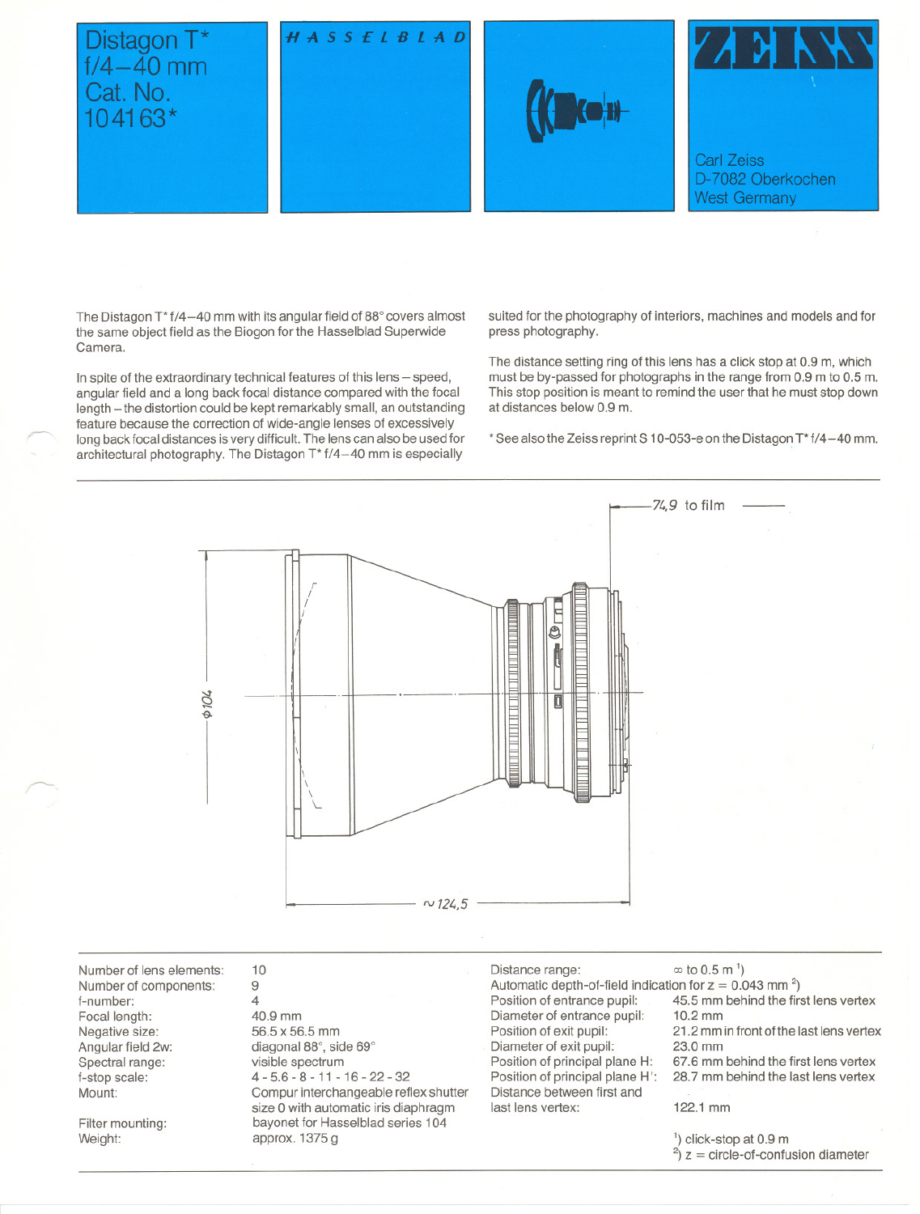# Distagon T* f/4–40 mm

Cat. No. 10 41 63*

*HASSELBLAD*

**ZEISS**

Carl Zeiss
D-7082 Oberkochen
West Germany

The Distagon T* f/4–40 mm with its angular field of 88° covers almost the same object field as the Biogon for the Hasselblad Superwide Camera.

In spite of the extraordinary technical features of this lens – speed, angular field and a long back focal distance compared with the focal length – the distortion could be kept remarkably small, an outstanding feature because the correction of wide-angle lenses of excessively long back focal distances is very difficult. The lens can also be used for architectural photography. The Distagon T* f/4–40 mm is especially suited for the photography of interiors, machines and models and for press photography.

The distance setting ring of this lens has a click stop at 0.9 m, which must be by-passed for photographs in the range from 0.9 m to 0.5 m. This stop position is meant to remind the user that he must stop down at distances below 0.9 m.

* See also the Zeiss reprint S 10-053-e on the Distagon T* f/4–40 mm.

74,9 to film

ϕ104

~124,5

| | |
|---|---|
| Number of lens elements: | 10 |
| Number of components: | 9 |
| f-number: | 4 |
| Focal length: | 40.9 mm |
| Negative size: | 56.5 x 56.5 mm |
| Angular field 2w: | diagonal 88°, side 69° |
| Spectral range: | visible spectrum |
| f-stop scale: | 4 - 5.6 - 8 - 11 - 16 - 22 - 32 |
| Mount: | Compur interchangeable reflex shutter size 0 with automatic iris diaphragm |
| Filter mounting: | bayonet for Hasselblad series 104 |
| Weight: | approx. 1375 g |

| | |
|---|---|
| Distance range: | ∞ to 0.5 m [1]) |
| Automatic depth-of-field indication for z = 0.043 mm [2]) | |
| Position of entrance pupil: | 45.5 mm behind the first lens vertex |
| Diameter of entrance pupil: | 10.2 mm |
| Position of exit pupil: | 21.2 mm in front of the last lens vertex |
| Diameter of exit pupil: | 23.0 mm |
| Position of principal plane H: | 67.6 mm behind the first lens vertex |
| Position of principal plane H': | 28.7 mm behind the last lens vertex |
| Distance between first and last lens vertex: | 122.1 mm |

[1]) click-stop at 0.9 m
[2]) z = circle-of-confusion diameter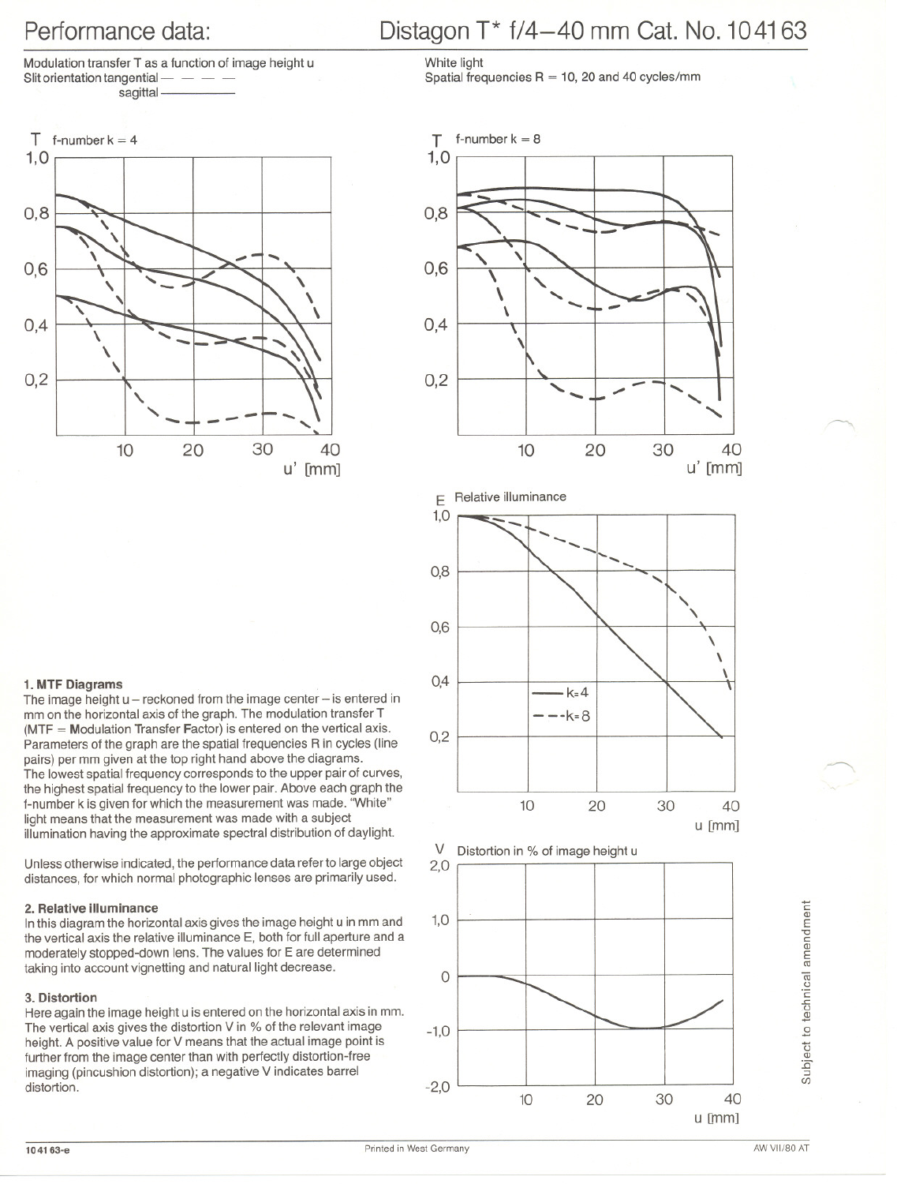# Performance data: Distagon T* f/4–40 mm Cat. No. 10 41 63

Modulation transfer T as a function of image height u
Slit orientation tangential — — — —
sagittal ————

White light
Spatial frequencies R = 10, 20 and 40 cycles/mm

T f-number k = 4
1,0
0,8
0,6
0,4
0,2
10 20 30 40
u' [mm]

T f-number k = 8
1,0
0,8
0,6
0,4
0,2
10 20 30 40
u' [mm]

E Relative illuminance
1,0
0,8
0,6
0,4
0,2
—— k=4
– – – k=8
10 20 30 40
u [mm]

V Distortion in % of image height u
2,0
1,0
0
-1,0
-2,0
10 20 30 40
u [mm]

### 1. MTF Diagrams

The image height u – reckoned from the image center – is entered in mm on the horizontal axis of the graph. The modulation transfer T (MTF = Modulation Transfer Factor) is entered on the vertical axis. Parameters of the graph are the spatial frequencies R in cycles (line pairs) per mm given at the top right hand above the diagrams. The lowest spatial frequency corresponds to the upper pair of curves, the highest spatial frequency to the lower pair. Above each graph the f-number k is given for which the measurement was made. "White" light means that the measurement was made with a subject illumination having the approximate spectral distribution of daylight.

Unless otherwise indicated, the performance data refer to large object distances, for which normal photographic lenses are primarily used.

### 2. Relative illuminance

In this diagram the horizontal axis gives the image height u in mm and the vertical axis the relative illuminance E, both for full aperture and a moderately stopped-down lens. The values for E are determined taking into account vignetting and natural light decrease.

### 3. Distortion

Here again the image height u is entered on the horizontal axis in mm. The vertical axis gives the distortion V in % of the relevant image height. A positive value for V means that the actual image point is further from the image center than with perfectly distortion-free imaging (pincushion distortion); a negative V indicates barrel distortion.

Subject to technical amendment

10 41 63-e

Printed in West Germany

AW VII/80 AT